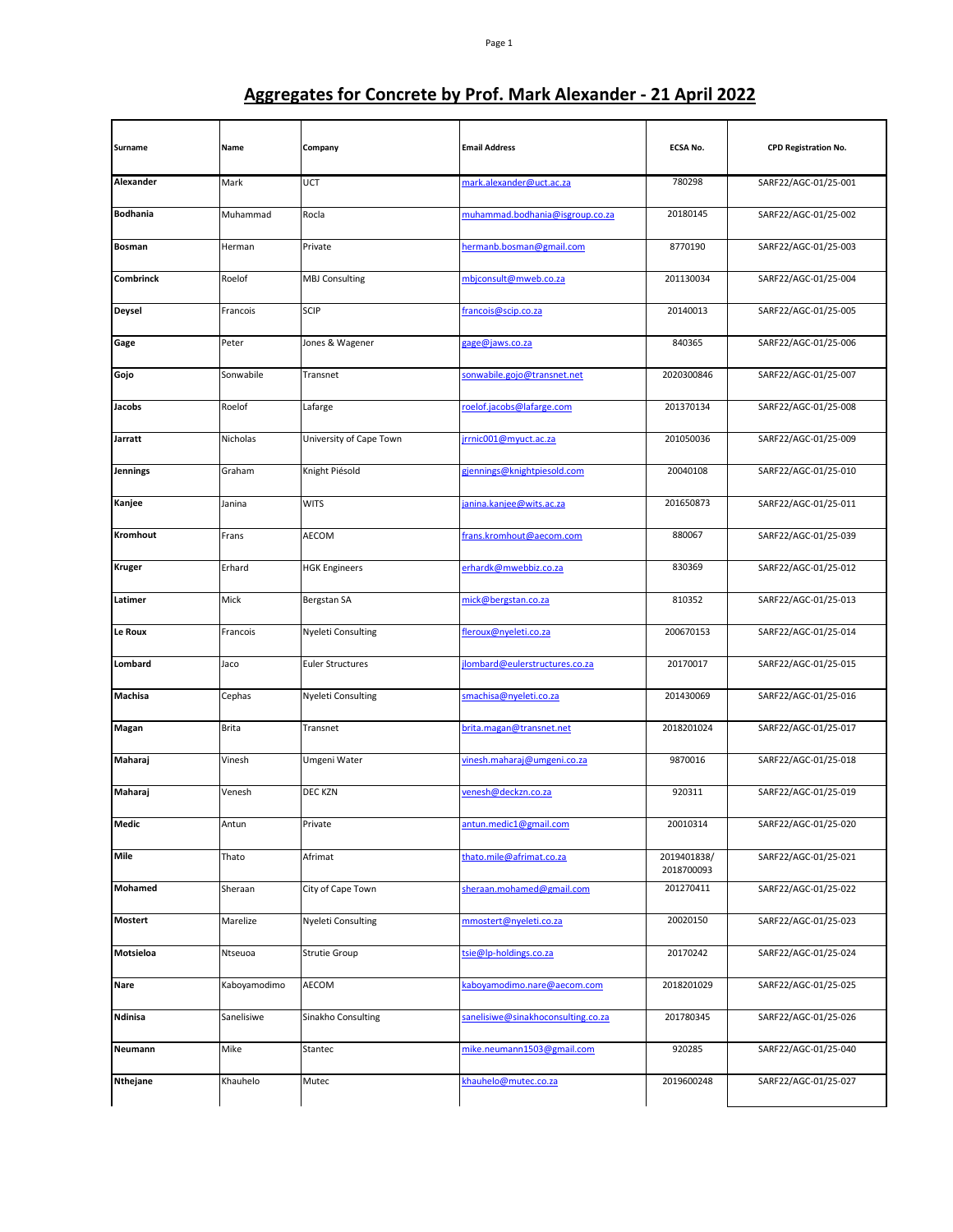# Aggregates for Concrete by Prof. Mark Alexander - 21 April 2022

| Surname | Name | Company | Email Address | ECSA No. | CPD Registration No. |
|---|---|---|---|---|---|
| **Alexander** | Mark | UCT | mark.alexander@uct.ac.za | 780298 | SARF22/AGC-01/25-001 |
| **Bodhania** | Muhammad | Rocla | muhammad.bodhania@isgroup.co.za | 20180145 | SARF22/AGC-01/25-002 |
| **Bosman** | Herman | Private | hermanb.bosman@gmail.com | 8770190 | SARF22/AGC-01/25-003 |
| **Combrinck** | Roelof | MBJ Consulting | mbjconsult@mweb.co.za | 201130034 | SARF22/AGC-01/25-004 |
| **Deysel** | Francois | SCIP | francois@scip.co.za | 20140013 | SARF22/AGC-01/25-005 |
| **Gage** | Peter | Jones & Wagener | gage@jaws.co.za | 840365 | SARF22/AGC-01/25-006 |
| **Gojo** | Sonwabile | Transnet | sonwabile.gojo@transnet.net | 2020300846 | SARF22/AGC-01/25-007 |
| **Jacobs** | Roelof | Lafarge | roelof.jacobs@lafarge.com | 201370134 | SARF22/AGC-01/25-008 |
| **Jarratt** | Nicholas | University of Cape Town | jrrnic001@myuct.ac.za | 201050036 | SARF22/AGC-01/25-009 |
| **Jennings** | Graham | Knight Piésold | gjennings@knightpiesold.com | 20040108 | SARF22/AGC-01/25-010 |
| **Kanjee** | Janina | WITS | janina.kanjee@wits.ac.za | 201650873 | SARF22/AGC-01/25-011 |
| **Kromhout** | Frans | AECOM | frans.kromhout@aecom.com | 880067 | SARF22/AGC-01/25-039 |
| **Kruger** | Erhard | HGK Engineers | erhardk@mwebbiz.co.za | 830369 | SARF22/AGC-01/25-012 |
| **Latimer** | Mick | Bergstan SA | mick@bergstan.co.za | 810352 | SARF22/AGC-01/25-013 |
| **Le Roux** | Francois | Nyeleti Consulting | fleroux@nyeleti.co.za | 200670153 | SARF22/AGC-01/25-014 |
| **Lombard** | Jaco | Euler Structures | jlombard@eulerstructures.co.za | 20170017 | SARF22/AGC-01/25-015 |
| **Machisa** | Cephas | Nyeleti Consulting | smachisa@nyeleti.co.za | 201430069 | SARF22/AGC-01/25-016 |
| **Magan** | Brita | Transnet | brita.magan@transnet.net | 2018201024 | SARF22/AGC-01/25-017 |
| **Maharaj** | Vinesh | Umgeni Water | vinesh.maharaj@umgeni.co.za | 9870016 | SARF22/AGC-01/25-018 |
| **Maharaj** | Venesh | DEC KZN | venesh@deckzn.co.za | 920311 | SARF22/AGC-01/25-019 |
| **Medic** | Antun | Private | antun.medic1@gmail.com | 20010314 | SARF22/AGC-01/25-020 |
| **Mile** | Thato | Afrimat | thato.mile@afrimat.co.za | 2019401838/ 2018700093 | SARF22/AGC-01/25-021 |
| **Mohamed** | Sheraan | City of Cape Town | sheraan.mohamed@gmail.com | 201270411 | SARF22/AGC-01/25-022 |
| **Mostert** | Marelize | Nyeleti Consulting | mmostert@nyeleti.co.za | 20020150 | SARF22/AGC-01/25-023 |
| **Motsieloa** | Ntseuoa | Strutie Group | tsie@lp-holdings.co.za | 20170242 | SARF22/AGC-01/25-024 |
| **Nare** | Kaboyamodimo | AECOM | kaboyamodimo.nare@aecom.com | 2018201029 | SARF22/AGC-01/25-025 |
| **Ndinisa** | Sanelisiwe | Sinakho Consulting | sanelisiwe@sinakhoconsulting.co.za | 201780345 | SARF22/AGC-01/25-026 |
| **Neumann** | Mike | Stantec | mike.neumann1503@gmail.com | 920285 | SARF22/AGC-01/25-040 |
| **Nthejane** | Khauhelo | Mutec | khauhelo@mutec.co.za | 2019600248 | SARF22/AGC-01/25-027 |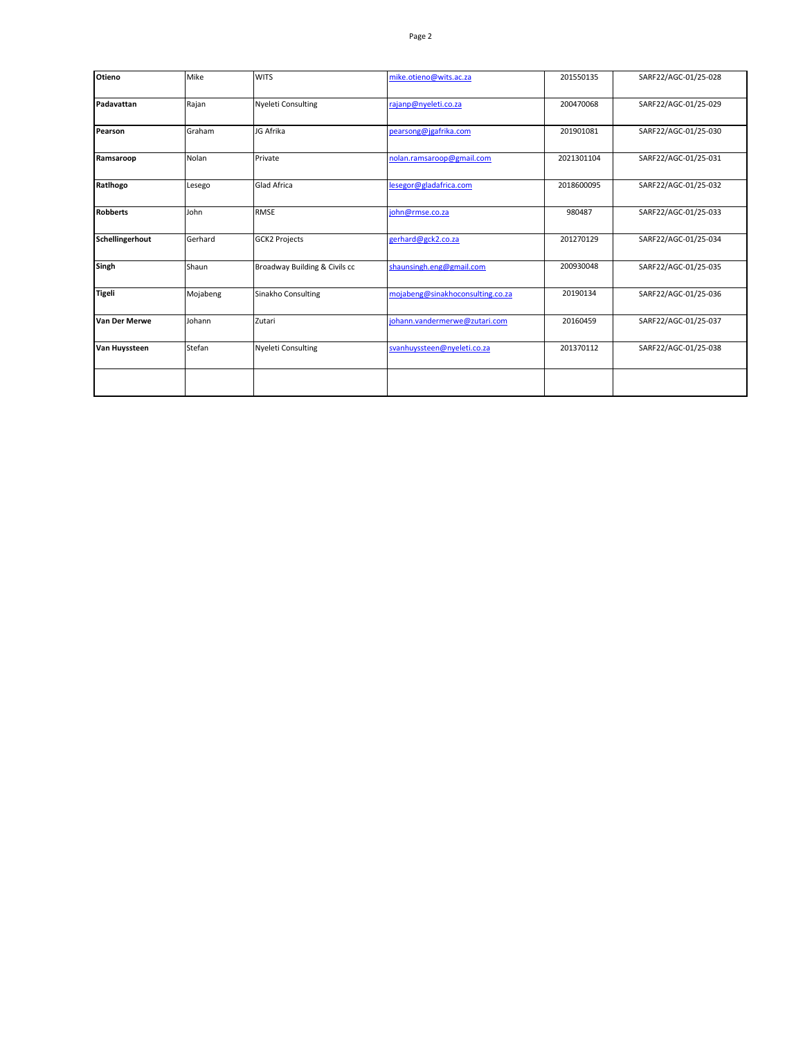| | | | | | |
|---|---|---|---|---|---|
| **Otieno** | Mike | WITS | mike.otieno@wits.ac.za | 201550135 | SARF22/AGC-01/25-028 |
| **Padavattan** | Rajan | Nyeleti Consulting | rajanp@nyeleti.co.za | 200470068 | SARF22/AGC-01/25-029 |
| **Pearson** | Graham | JG Afrika | pearsong@jgafrika.com | 201901081 | SARF22/AGC-01/25-030 |
| **Ramsaroop** | Nolan | Private | nolan.ramsaroop@gmail.com | 2021301104 | SARF22/AGC-01/25-031 |
| **Ratlhogo** | Lesego | Glad Africa | lesegor@gladafrica.com | 2018600095 | SARF22/AGC-01/25-032 |
| **Robberts** | John | RMSE | john@rmse.co.za | 980487 | SARF22/AGC-01/25-033 |
| **Schellingerhout** | Gerhard | GCK2 Projects | gerhard@gck2.co.za | 201270129 | SARF22/AGC-01/25-034 |
| **Singh** | Shaun | Broadway Building & Civils cc | shaunsingh.eng@gmail.com | 200930048 | SARF22/AGC-01/25-035 |
| **Tigeli** | Mojabeng | Sinakho Consulting | mojabeng@sinakhoconsulting.co.za | 20190134 | SARF22/AGC-01/25-036 |
| **Van Der Merwe** | Johann | Zutari | johann.vandermerwe@zutari.com | 20160459 | SARF22/AGC-01/25-037 |
| **Van Huyssteen** | Stefan | Nyeleti Consulting | svanhuyssteen@nyeleti.co.za | 201370112 | SARF22/AGC-01/25-038 |
| | | | | | |